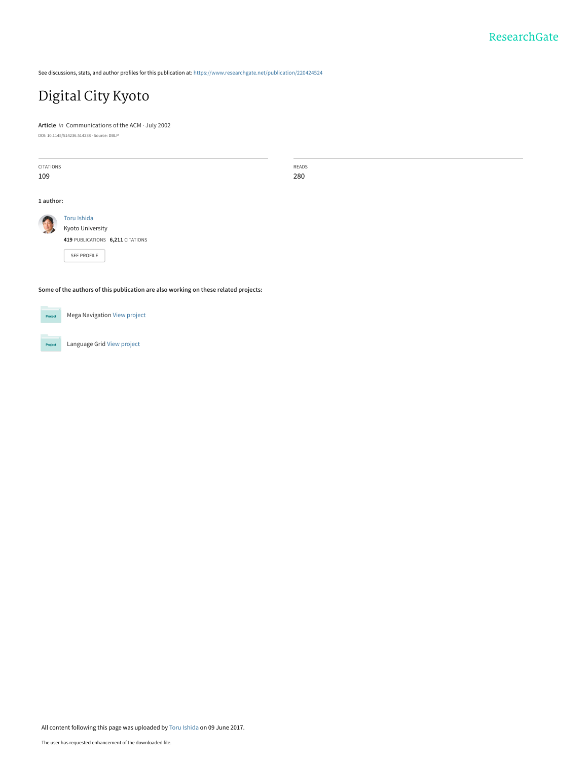See discussions, stats, and author profiles for this publication at: https://www.researchgate.net/publication/220424524

# Digital City Kyoto

**Article** *in* Communications of the ACM · July 2002

DOI: 10.1145/514236.514238 · Source: DBLP

| CITATIONS | READS |
| --- | --- |
| 109 | 280 |

**1 author:**

Toru Ishida
Kyoto University
**419** PUBLICATIONS **6,211** CITATIONS

SEE PROFILE

**Some of the authors of this publication are also working on these related projects:**

Mega Navigation View project

Language Grid View project

All content following this page was uploaded by Toru Ishida on 09 June 2017.

The user has requested enhancement of the downloaded file.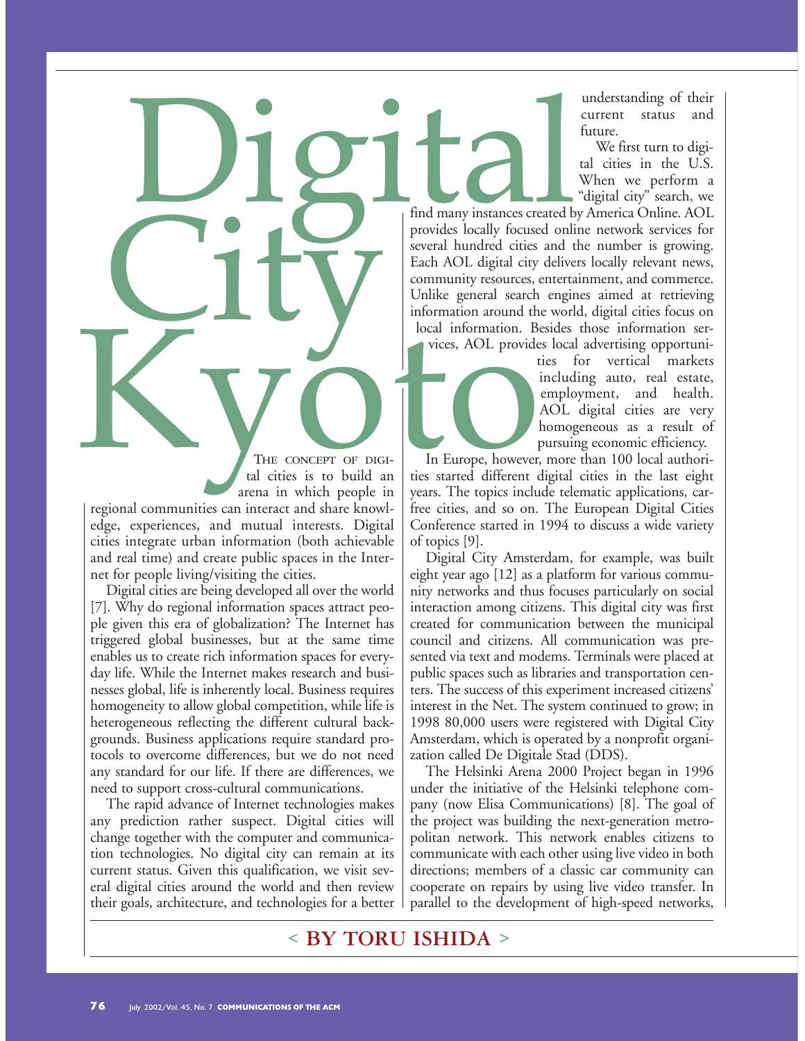# Digital City Kyoto

**< BY TORU ISHIDA >**

THE CONCEPT OF DIGITAL cities is to build an arena in which people in regional communities can interact and share knowledge, experiences, and mutual interests. Digital cities integrate urban information (both achievable and real time) and create public spaces in the Internet for people living/visiting the cities.

Digital cities are being developed all over the world [7]. Why do regional information spaces attract people given this era of globalization? The Internet has triggered global businesses, but at the same time enables us to create rich information spaces for everyday life. While the Internet makes research and businesses global, life is inherently local. Business requires homogeneity to allow global competition, while life is heterogeneous reflecting the different cultural backgrounds. Business applications require standard protocols to overcome differences, but we do not need any standard for our life. If there are differences, we need to support cross-cultural communications.

The rapid advance of Internet technologies makes any prediction rather suspect. Digital cities will change together with the computer and communication technologies. No digital city can remain at its current status. Given this qualification, we visit several digital cities around the world and then review their goals, architecture, and technologies for a better understanding of their current status and future.

We first turn to digital cities in the U.S. When we perform a "digital city" search, we find many instances created by America Online. AOL provides locally focused online network services for several hundred cities and the number is growing. Each AOL digital city delivers locally relevant news, community resources, entertainment, and commerce. Unlike general search engines aimed at retrieving information around the world, digital cities focus on local information. Besides those information services, AOL provides local advertising opportunities for vertical markets including auto, real estate, employment, and health. AOL digital cities are very homogeneous as a result of pursuing economic efficiency.

In Europe, however, more than 100 local authorities started different digital cities in the last eight years. The topics include telematic applications, car-free cities, and so on. The European Digital Cities Conference started in 1994 to discuss a wide variety of topics [9].

Digital City Amsterdam, for example, was built eight year ago [12] as a platform for various community networks and thus focuses particularly on social interaction among citizens. This digital city was first created for communication between the municipal council and citizens. All communication was presented via text and modems. Terminals were placed at public spaces such as libraries and transportation centers. The success of this experiment increased citizens' interest in the Net. The system continued to grow; in 1998 80,000 users were registered with Digital City Amsterdam, which is operated by a nonprofit organization called De Digitale Stad (DDS).

The Helsinki Arena 2000 Project began in 1996 under the initiative of the Helsinki telephone company (now Elisa Communications) [8]. The goal of the project was building the next-generation metropolitan network. This network enables citizens to communicate with each other using live video in both directions; members of a classic car community can cooperate on repairs by using live video transfer. In parallel to the development of high-speed networks,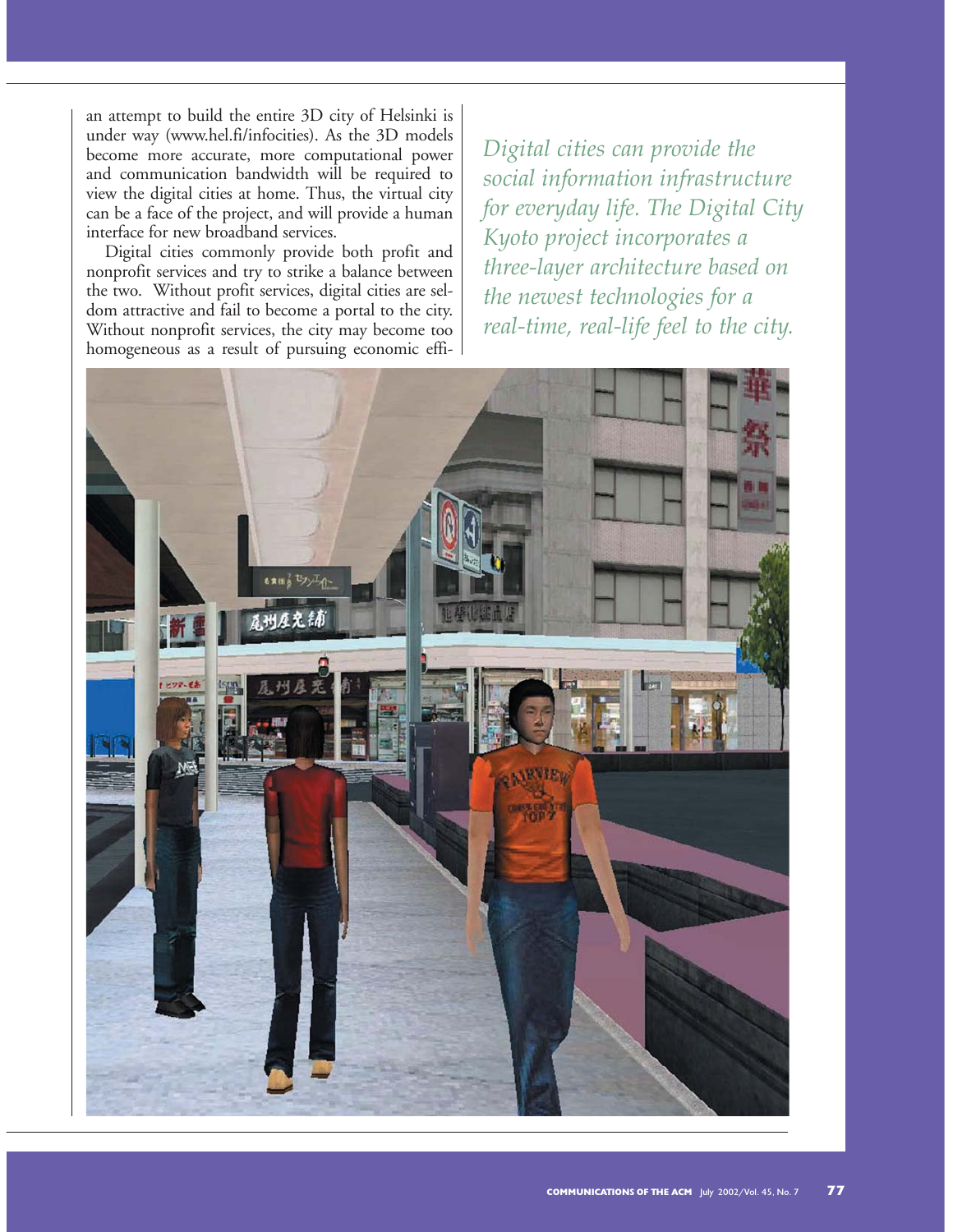an attempt to build the entire 3D city of Helsinki is under way (www.hel.fi/infocities). As the 3D models become more accurate, more computational power and communication bandwidth will be required to view the digital cities at home. Thus, the virtual city can be a face of the project, and will provide a human interface for new broadband services.

Digital cities commonly provide both profit and nonprofit services and try to strike a balance between the two. Without profit services, digital cities are seldom attractive and fail to become a portal to the city. Without nonprofit services, the city may become too homogeneous as a result of pursuing economic effi-

*Digital cities can provide the social information infrastructure for everyday life. The Digital City Kyoto project incorporates a three-layer architecture based on the newest technologies for a real-time, real-life feel to the city.*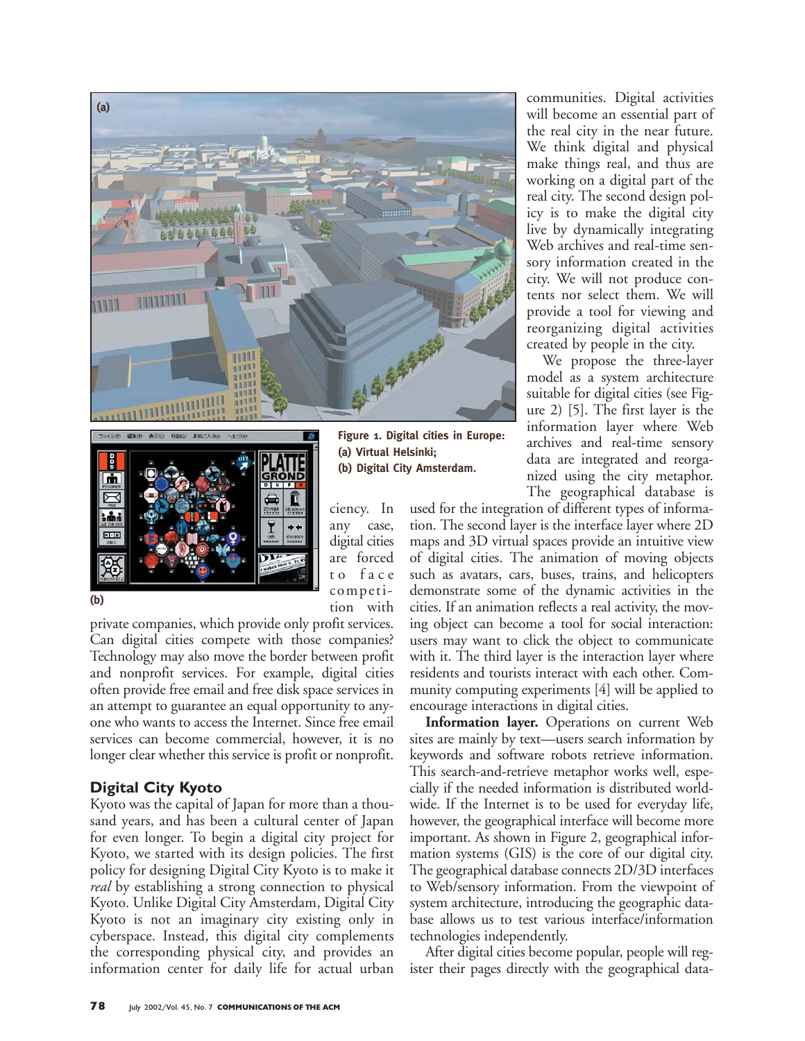Figure 1. Digital cities in Europe: (a) Virtual Helsinki; (b) Digital City Amsterdam.

ciency. In any case, digital cities are forced to face competition with private companies, which provide only profit services. Can digital cities compete with those companies? Technology may also move the border between profit and nonprofit services. For example, digital cities often provide free email and free disk space services in an attempt to guarantee an equal opportunity to anyone who wants to access the Internet. Since free email services can become commercial, however, it is no longer clear whether this service is profit or nonprofit.

## Digital City Kyoto

Kyoto was the capital of Japan for more than a thousand years, and has been a cultural center of Japan for even longer. To begin a digital city project for Kyoto, we started with its design policies. The first policy for designing Digital City Kyoto is to make it *real* by establishing a strong connection to physical Kyoto. Unlike Digital City Amsterdam, Digital City Kyoto is not an imaginary city existing only in cyberspace. Instead, this digital city complements the corresponding physical city, and provides an information center for daily life for actual urban communities. Digital activities will become an essential part of the real city in the near future. We think digital and physical make things real, and thus are working on a digital part of the real city. The second design policy is to make the digital city live by dynamically integrating Web archives and real-time sensory information created in the city. We will not produce contents nor select them. We will provide a tool for viewing and reorganizing digital activities created by people in the city.

We propose the three-layer model as a system architecture suitable for digital cities (see Figure 2) [5]. The first layer is the information layer where Web archives and real-time sensory data are integrated and reorganized using the city metaphor. The geographical database is used for the integration of different types of information. The second layer is the interface layer where 2D maps and 3D virtual spaces provide an intuitive view of digital cities. The animation of moving objects such as avatars, cars, buses, trains, and helicopters demonstrate some of the dynamic activities in the cities. If an animation reflects a real activity, the moving object can become a tool for social interaction: users may want to click the object to communicate with it. The third layer is the interaction layer where residents and tourists interact with each other. Community computing experiments [4] will be applied to encourage interactions in digital cities.

**Information layer.** Operations on current Web sites are mainly by text—users search information by keywords and software robots retrieve information. This search-and-retrieve metaphor works well, especially if the needed information is distributed worldwide. If the Internet is to be used for everyday life, however, the geographical interface will become more important. As shown in Figure 2, geographical information systems (GIS) is the core of our digital city. The geographical database connects 2D/3D interfaces to Web/sensory information. From the viewpoint of system architecture, introducing the geographic database allows us to test various interface/information technologies independently.

After digital cities become popular, people will register their pages directly with the geographical data-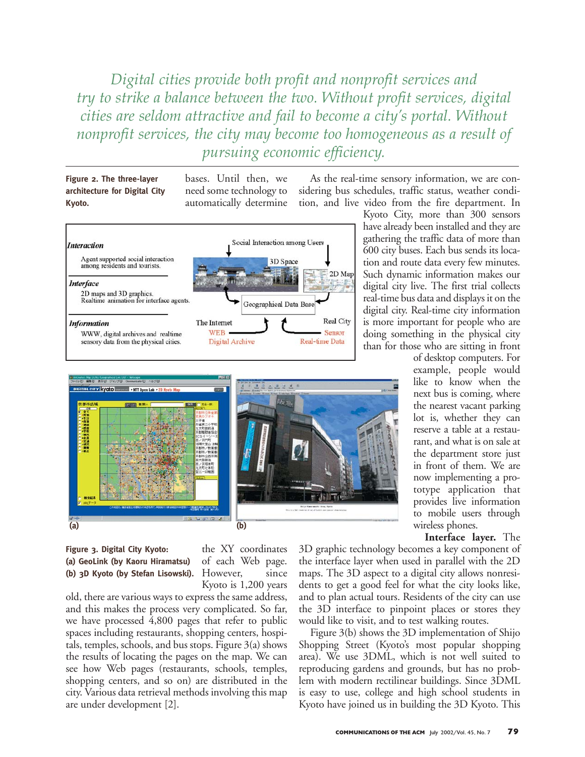*Digital cities provide both profit and nonprofit services and try to strike a balance between the two. Without profit services, digital cities are seldom attractive and fail to become a city's portal. Without nonprofit services, the city may become too homogeneous as a result of pursuing economic efficiency.*

**Figure 2. The three-layer architecture for Digital City Kyoto.**

bases. Until then, we need some technology to automatically determine the XY coordinates of each Web page. However, since Kyoto is 1,200 years old, there are various ways to express the same address, and this makes the process very complicated. So far, we have processed 4,800 pages that refer to public spaces including restaurants, shopping centers, hospitals, temples, schools, and bus stops. Figure 3(a) shows the results of locating the pages on the map. We can see how Web pages (restaurants, schools, temples, shopping centers, and so on) are distributed in the city. Various data retrieval methods involving this map are under development [2].

**Figure 3. Digital City Kyoto: (a) GeoLink (by Kaoru Hiramatsu) (b) 3D Kyoto (by Stefan Lisowski).**

As the real-time sensory information, we are considering bus schedules, traffic status, weather condition, and live video from the fire department. In Kyoto City, more than 300 sensors have already been installed and they are gathering the traffic data of more than 600 city buses. Each bus sends its location and route data every few minutes. Such dynamic information makes our digital city live. The first trial collects real-time bus data and displays it on the digital city. Real-time city information is more important for people who are doing something in the physical city than for those who are sitting in front of desktop computers. For example, people would like to know when the next bus is coming, where the nearest vacant parking lot is, whether they can reserve a table at a restaurant, and what is on sale at the department store just in front of them. We are now implementing a prototype application that provides live information to mobile users through wireless phones.

**Interface layer.** The 3D graphic technology becomes a key component of the interface layer when used in parallel with the 2D maps. The 3D aspect to a digital city allows nonresidents to get a good feel for what the city looks like, and to plan actual tours. Residents of the city can use the 3D interface to pinpoint places or stores they would like to visit, and to test walking routes.

Figure 3(b) shows the 3D implementation of Shijo Shopping Street (Kyoto's most popular shopping area). We use 3DML, which is not well suited to reproducing gardens and grounds, but has no problem with modern rectilinear buildings. Since 3DML is easy to use, college and high school students in Kyoto have joined us in building the 3D Kyoto. This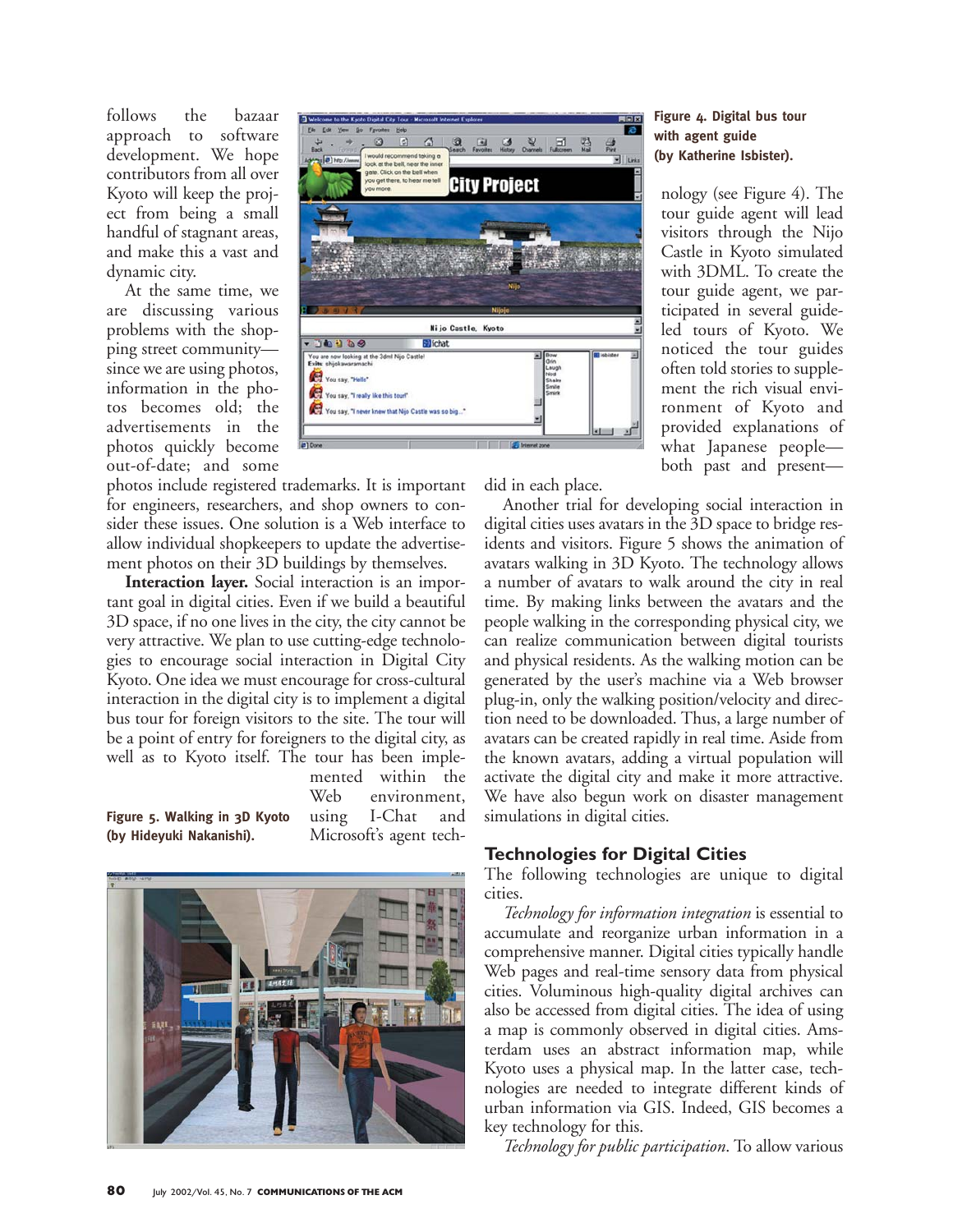follows the bazaar approach to software development. We hope contributors from all over Kyoto will keep the project from being a small handful of stagnant areas, and make this a vast and dynamic city.

At the same time, we are discussing various problems with the shopping street community—since we are using photos, information in the photos becomes old; the advertisements in the photos quickly become out-of-date; and some photos include registered trademarks. It is important for engineers, researchers, and shop owners to consider these issues. One solution is a Web interface to allow individual shopkeepers to update the advertisement photos on their 3D buildings by themselves.

**Interaction layer.** Social interaction is an important goal in digital cities. Even if we build a beautiful 3D space, if no one lives in the city, the city cannot be very attractive. We plan to use cutting-edge technologies to encourage social interaction in Digital City Kyoto. One idea we must encourage for cross-cultural interaction in the digital city is to implement a digital bus tour for foreign visitors to the site. The tour will be a point of entry for foreigners to the digital city, as well as to Kyoto itself. The tour has been implemented within the Web environment, using I-Chat and Microsoft's agent technology (see Figure 4). The tour guide agent will lead visitors through the Nijo Castle in Kyoto simulated with 3DML. To create the tour guide agent, we participated in several guide-led tours of Kyoto. We noticed the tour guides often told stories to supplement the rich visual environment of Kyoto and provided explanations of what Japanese people—both past and present—did in each place.

**Figure 4. Digital bus tour with agent guide (by Katherine Isbister).**

**Figure 5. Walking in 3D Kyoto (by Hideyuki Nakanishi).**

Another trial for developing social interaction in digital cities uses avatars in the 3D space to bridge residents and visitors. Figure 5 shows the animation of avatars walking in 3D Kyoto. The technology allows a number of avatars to walk around the city in real time. By making links between the avatars and the people walking in the corresponding physical city, we can realize communication between digital tourists and physical residents. As the walking motion can be generated by the user's machine via a Web browser plug-in, only the walking position/velocity and direction need to be downloaded. Thus, a large number of avatars can be created rapidly in real time. Aside from the known avatars, adding a virtual population will activate the digital city and make it more attractive. We have also begun work on disaster management simulations in digital cities.

## Technologies for Digital Cities

The following technologies are unique to digital cities.

*Technology for information integration* is essential to accumulate and reorganize urban information in a comprehensive manner. Digital cities typically handle Web pages and real-time sensory data from physical cities. Voluminous high-quality digital archives can also be accessed from digital cities. The idea of using a map is commonly observed in digital cities. Amsterdam uses an abstract information map, while Kyoto uses a physical map. In the latter case, technologies are needed to integrate different kinds of urban information via GIS. Indeed, GIS becomes a key technology for this.

*Technology for public participation*. To allow various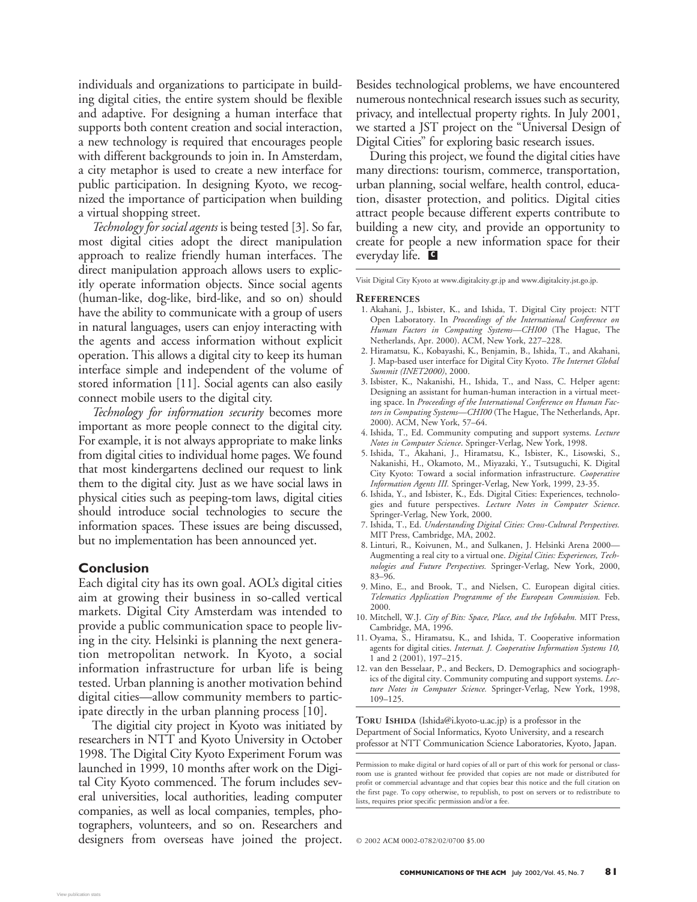individuals and organizations to participate in building digital cities, the entire system should be flexible and adaptive. For designing a human interface that supports both content creation and social interaction, a new technology is required that encourages people with different backgrounds to join in. In Amsterdam, a city metaphor is used to create a new interface for public participation. In designing Kyoto, we recognized the importance of participation when building a virtual shopping street.

*Technology for social agents* is being tested [3]. So far, most digital cities adopt the direct manipulation approach to realize friendly human interfaces. The direct manipulation approach allows users to explicitly operate information objects. Since social agents (human-like, dog-like, bird-like, and so on) should have the ability to communicate with a group of users in natural languages, users can enjoy interacting with the agents and access information without explicit operation. This allows a digital city to keep its human interface simple and independent of the volume of stored information [11]. Social agents can also easily connect mobile users to the digital city.

*Technology for information security* becomes more important as more people connect to the digital city. For example, it is not always appropriate to make links from digital cities to individual home pages. We found that most kindergartens declined our request to link them to the digital city. Just as we have social laws in physical cities such as peeping-tom laws, digital cities should introduce social technologies to secure the information spaces. These issues are being discussed, but no implementation has been announced yet.

## Conclusion

Each digital city has its own goal. AOL's digital cities aim at growing their business in so-called vertical markets. Digital City Amsterdam was intended to provide a public communication space to people living in the city. Helsinki is planning the next generation metropolitan network. In Kyoto, a social information infrastructure for urban life is being tested. Urban planning is another motivation behind digital cities—allow community members to participate directly in the urban planning process [10].

The digitial city project in Kyoto was initiated by researchers in NTT and Kyoto University in October 1998. The Digital City Kyoto Experiment Forum was launched in 1999, 10 months after work on the Digital City Kyoto commenced. The forum includes several universities, local authorities, leading computer companies, as well as local companies, temples, photographers, volunteers, and so on. Researchers and designers from overseas have joined the project. Besides technological problems, we have encountered numerous nontechnical research issues such as security, privacy, and intellectual property rights. In July 2001, we started a JST project on the "Universal Design of Digital Cities" for exploring basic research issues.

During this project, we found the digital cities have many directions: tourism, commerce, transportation, urban planning, social welfare, health control, education, disaster protection, and politics. Digital cities attract people because different experts contribute to building a new city, and provide an opportunity to create for people a new information space for their everyday life.

Visit Digital City Kyoto at www.digitalcity.gr.jp and www.digitalcity.jst.go.jp.

## References

1. Akahani, J., Isbister, K., and Ishida, T. Digital City project: NTT Open Laboratory. In *Proceedings of the International Conference on Human Factors in Computing Systems—CHI00* (The Hague, The Netherlands, Apr. 2000). ACM, New York, 227–228.
2. Hiramatsu, K., Kobayashi, K., Benjamin, B., Ishida, T., and Akahani, J. Map-based user interface for Digital City Kyoto. *The Internet Global Summit (INET2000)*, 2000.
3. Isbister, K., Nakanishi, H., Ishida, T., and Nass, C. Helper agent: Designing an assistant for human-human interaction in a virtual meeting space. In *Proceedings of the International Conference on Human Factors in Computing Systems—CHI00* (The Hague, The Netherlands, Apr. 2000). ACM, New York, 57–64.
4. Ishida, T., Ed. Community computing and support systems. *Lecture Notes in Computer Science*. Springer-Verlag, New York, 1998.
5. Ishida, T., Akahani, J., Hiramatsu, K., Isbister, K., Lisowski, S., Nakanishi, H., Okamoto, M., Miyazaki, Y., Tsutsuguchi, K. Digital City Kyoto: Toward a social information infrastructure. *Cooperative Information Agents III.* Springer-Verlag, New York, 1999, 23-35.
6. Ishida, Y., and Isbister, K., Eds. Digital Cities: Experiences, technologies and future perspectives. *Lecture Notes in Computer Science*. Springer-Verlag, New York, 2000.
7. Ishida, T., Ed. *Understanding Digital Cities: Cross-Cultural Perspectives.* MIT Press, Cambridge, MA, 2002.
8. Linturi, R., Koivunen, M., and Sulkanen, J. Helsinki Arena 2000—Augmenting a real city to a virtual one. *Digital Cities: Experiences, Technologies and Future Perspectives.* Springer-Verlag, New York, 2000, 83–96.
9. Mino, E., and Brook, T., and Nielsen, C. European digital cities. *Telematics Application Programme of the European Commission.* Feb. 2000.
10. Mitchell, W.J. *City of Bits: Space, Place, and the Infobahn.* MIT Press, Cambridge, MA, 1996.
11. Oyama, S., Hiramatsu, K., and Ishida, T. Cooperative information agents for digital cities. *Internat. J. Cooperative Information Systems 10,* 1 and 2 (2001), 197–215.
12. van den Besselaar, P., and Beckers, D. Demographics and sociographics of the digital city. Community computing and support systems. *Lecture Notes in Computer Science.* Springer-Verlag, New York, 1998, 109–125.

**Toru Ishida** (Ishida@i.kyoto-u.ac.jp) is a professor in the Department of Social Informatics, Kyoto University, and a research professor at NTT Communication Science Laboratories, Kyoto, Japan.

Permission to make digital or hard copies of all or part of this work for personal or classroom use is granted without fee provided that copies are not made or distributed for profit or commercial advantage and that copies bear this notice and the full citation on the first page. To copy otherwise, to republish, to post on servers or to redistribute to lists, requires prior specific permission and/or a fee.

© 2002 ACM 0002-0782/02/0700 $5.00